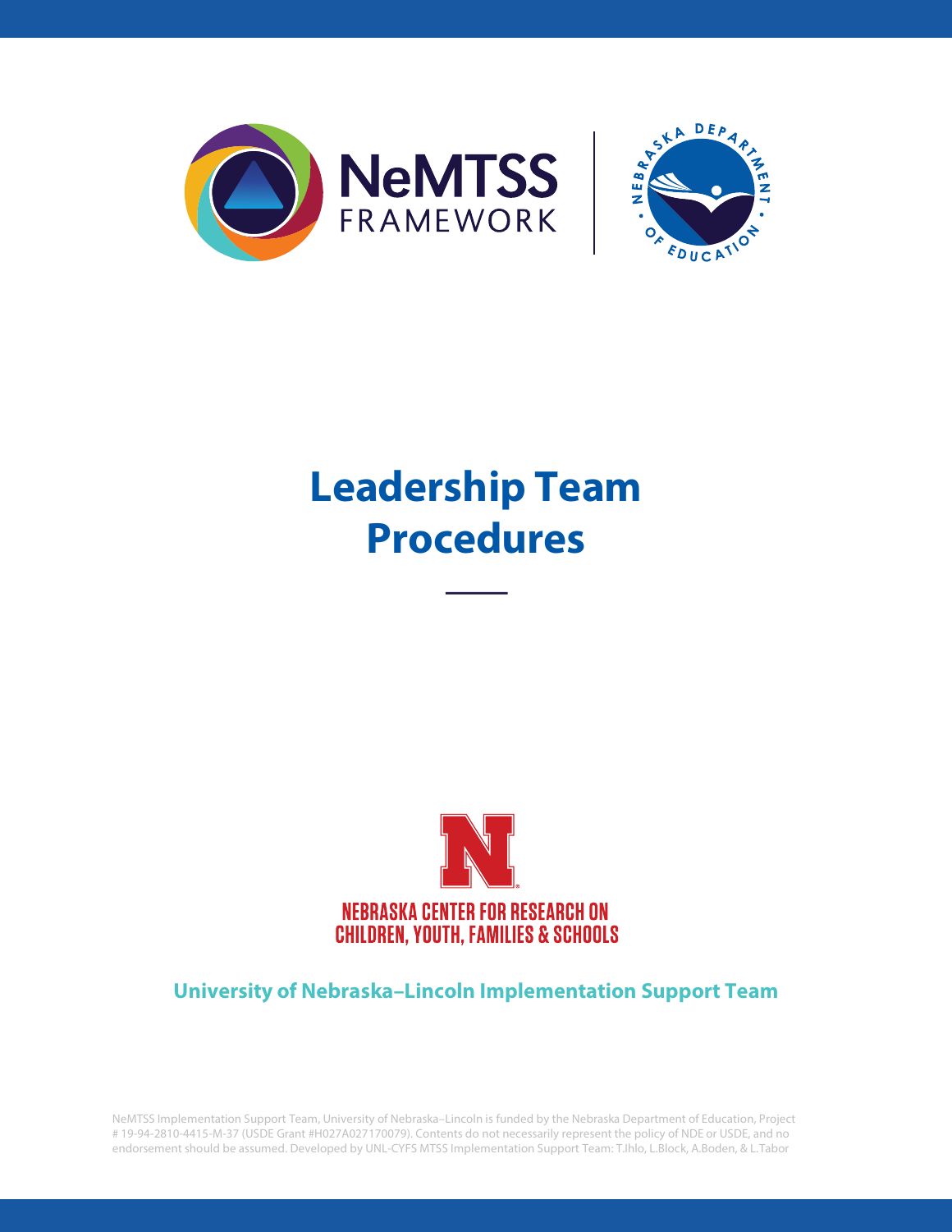NeMTSS FRAMEWORK

NEBRASKA DEPARTMENT OF EDUCATION

# Leadership Team Procedures

NEBRASKA CENTER FOR RESEARCH ON CHILDREN, YOUTH, FAMILIES & SCHOOLS

**University of Nebraska–Lincoln Implementation Support Team**

NeMTSS Implementation Support Team, University of Nebraska–Lincoln is funded by the Nebraska Department of Education, Project # 19-94-2810-4415-M-37 (USDE Grant #H027A027170079). Contents do not necessarily represent the policy of NDE or USDE, and no endorsement should be assumed. Developed by UNL-CYFS MTSS Implementation Support Team: T.Ihlo, L.Block, A.Boden, & L.Tabor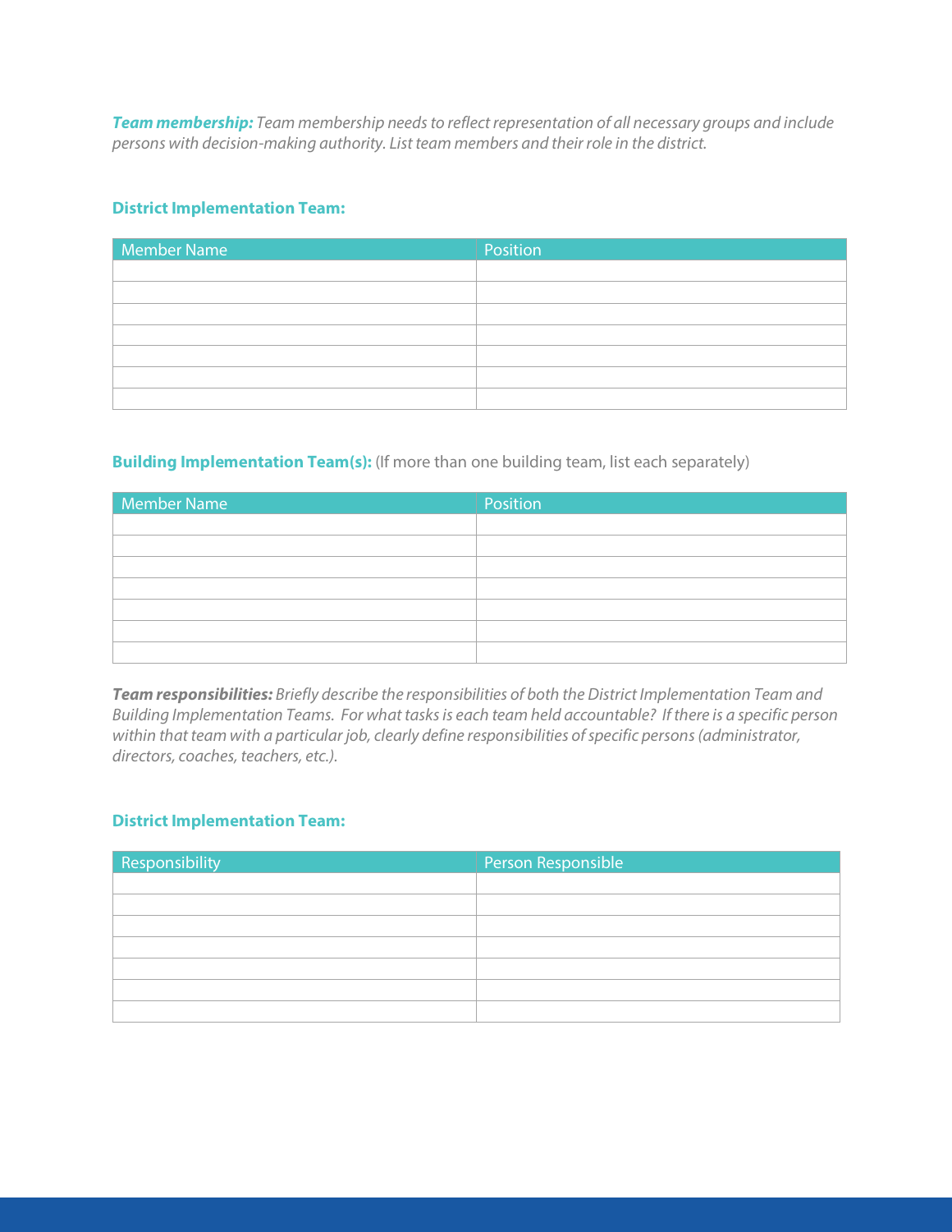***Team membership:*** *Team membership needs to reflect representation of all necessary groups and include persons with decision-making authority. List team members and their role in the district.*

**District Implementation Team:**

| Member Name | Position |
|---|---|
| | |
| | |
| | |
| | |
| | |
| | |
| | |

**Building Implementation Team(s):** (If more than one building team, list each separately)

| Member Name | Position |
|---|---|
| | |
| | |
| | |
| | |
| | |
| | |
| | |

***Team responsibilities:*** *Briefly describe the responsibilities of both the District Implementation Team and Building Implementation Teams. For what tasks is each team held accountable? If there is a specific person within that team with a particular job, clearly define responsibilities of specific persons (administrator, directors, coaches, teachers, etc.).*

**District Implementation Team:**

| Responsibility | Person Responsible |
|---|---|
| | |
| | |
| | |
| | |
| | |
| | |
| | |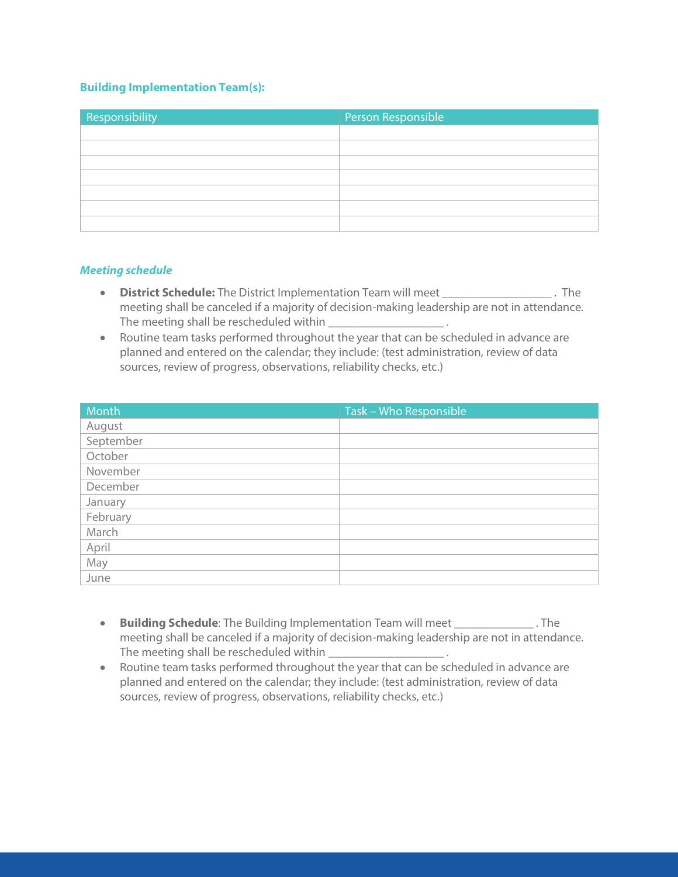### Building Implementation Team(s):

| Responsibility | Person Responsible |
|---|---|
| | |
| | |
| | |
| | |
| | |
| | |
| | |

### *Meeting schedule*

- **District Schedule:** The District Implementation Team will meet ___________________ . The meeting shall be canceled if a majority of decision-making leadership are not in attendance. The meeting shall be rescheduled within ____________________ .
- Routine team tasks performed throughout the year that can be scheduled in advance are planned and entered on the calendar; they include: (test administration, review of data sources, review of progress, observations, reliability checks, etc.)

| Month | Task – Who Responsible |
|---|---|
| August | |
| September | |
| October | |
| November | |
| December | |
| January | |
| February | |
| March | |
| April | |
| May | |
| June | |

- **Building Schedule**: The Building Implementation Team will meet ______________ . The meeting shall be canceled if a majority of decision-making leadership are not in attendance. The meeting shall be rescheduled within ____________________ .
- Routine team tasks performed throughout the year that can be scheduled in advance are planned and entered on the calendar; they include: (test administration, review of data sources, review of progress, observations, reliability checks, etc.)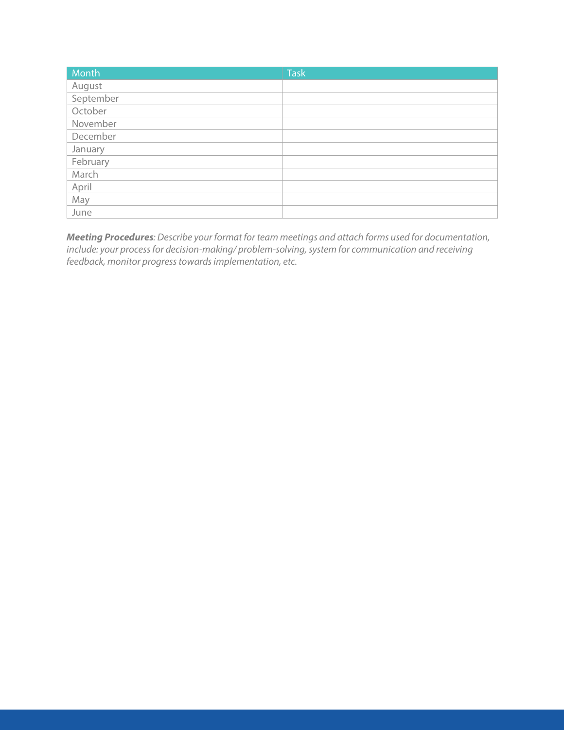| Month | Task |
| --- | --- |
| August | |
| September | |
| October | |
| November | |
| December | |
| January | |
| February | |
| March | |
| April | |
| May | |
| June | |

***Meeting Procedures**: Describe your format for team meetings and attach forms used for documentation, include: your process for decision-making/ problem-solving, system for communication and receiving feedback, monitor progress towards implementation, etc.*